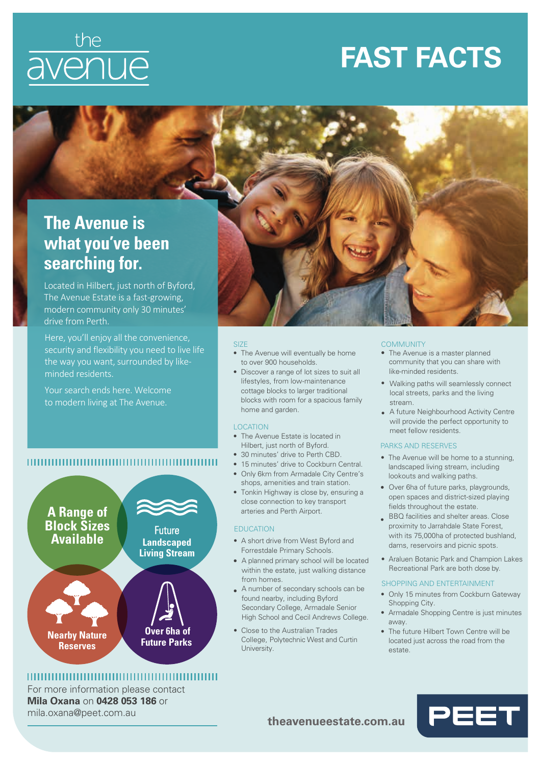the avenue

# FAST FACTS

## The Avenue is what you've been searching for.

Located in Hilbert, just north of Byford, The Avenue Estate is a fast-growing, modern community only 30 minutes' drive from Perth.

Here, you'll enjoy all the convenience, security and flexibility you need to live life the way you want, surrounded by like-minded residents.

Your search ends here. Welcome to modern living at The Avenue.

**A Range of Block Sizes Available**

**Future Landscaped Living Stream**

**Nearby Nature Reserves**

**Over 6ha of Future Parks**

For more information please contact **Mila Oxana** on **0428 053 186** or mila.oxana@peet.com.au

### SIZE

- The Avenue will eventually be home to over 900 households.
- Discover a range of lot sizes to suit all lifestyles, from low-maintenance cottage blocks to larger traditional blocks with room for a spacious family home and garden.

### LOCATION

- The Avenue Estate is located in Hilbert, just north of Byford.
- 30 minutes' drive to Perth CBD.
- 15 minutes' drive to Cockburn Central.
- Only 6km from Armadale City Centre's shops, amenities and train station.
- Tonkin Highway is close by, ensuring a close connection to key transport arteries and Perth Airport.

### EDUCATION

- A short drive from West Byford and Forrestdale Primary Schools.
- A planned primary school will be located within the estate, just walking distance from homes.
- A number of secondary schools can be found nearby, including Byford Secondary College, Armadale Senior High School and Cecil Andrews College.
- Close to the Australian Trades College, Polytechnic West and Curtin University.

### COMMUNITY

- The Avenue is a master planned community that you can share with like-minded residents.
- Walking paths will seamlessly connect local streets, parks and the living stream.
- A future Neighbourhood Activity Centre will provide the perfect opportunity to meet fellow residents.

### PARKS AND RESERVES

- The Avenue will be home to a stunning, landscaped living stream, including lookouts and walking paths.
- Over 6ha of future parks, playgrounds, open spaces and district-sized playing fields throughout the estate.
- BBQ facilities and shelter areas. Close proximity to Jarrahdale State Forest, with its 75,000ha of protected bushland, dams, reservoirs and picnic spots.
- Araluen Botanic Park and Champion Lakes Recreational Park are both close by.

### SHOPPING AND ENTERTAINMENT

- Only 15 minutes from Cockburn Gateway Shopping City.
- Armadale Shopping Centre is just minutes away.
- The future Hilbert Town Centre will be located just across the road from the estate.

**theavenueestate.com.au**

PEET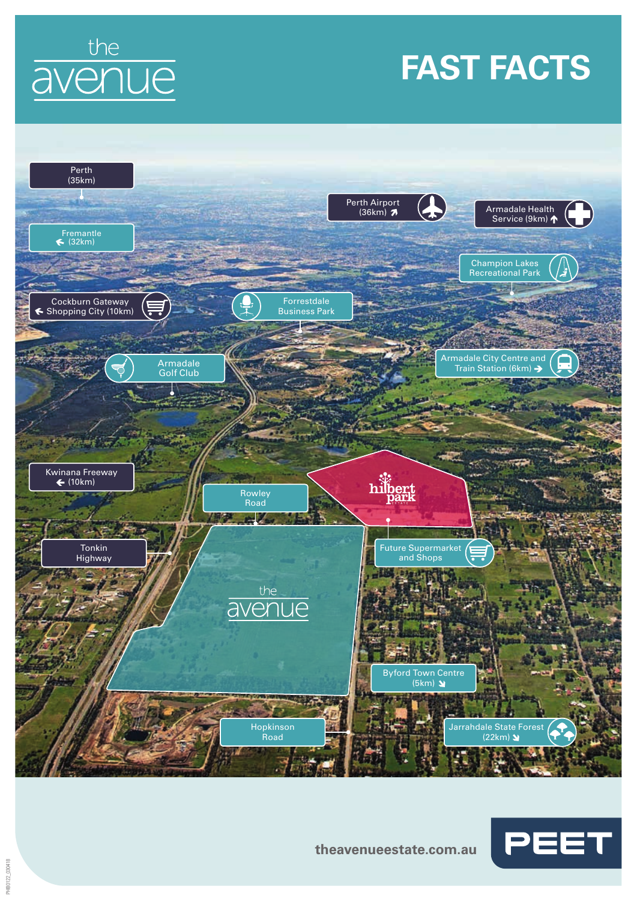the avenue

# FAST FACTS

Perth (35km)

Fremantle (32km)

Cockburn Gateway Shopping City (10km)

Perth Airport (36km)

Armadale Health Service (9km)

Champion Lakes Recreational Park

Forrestdale Business Park

Armadale Golf Club

Armadale City Centre and Train Station (6km)

hilbert park

Kwinana Freeway (10km)

Rowley Road

Tonkin Highway

Future Supermarket and Shops

the avenue

Byford Town Centre (5km)

Hopkinson Road

Jarrahdale State Forest (22km)

theavenueestate.com.au

PEET

PHB0122_080418